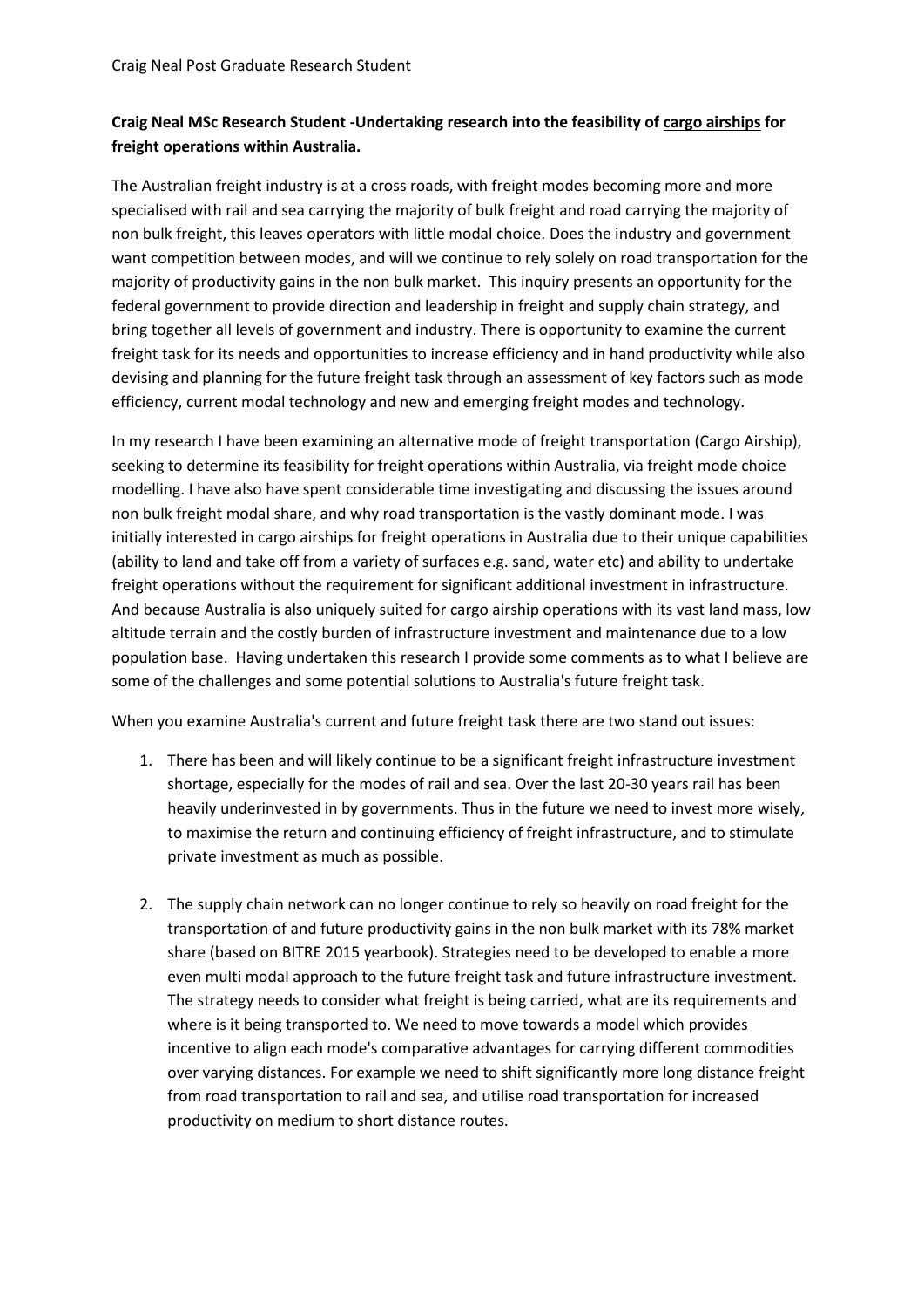Craig Neal Post Graduate Research Student

**Craig Neal MSc Research Student -Undertaking research into the feasibility of cargo airships for freight operations within Australia.**

The Australian freight industry is at a cross roads, with freight modes becoming more and more specialised with rail and sea carrying the majority of bulk freight and road carrying the majority of non bulk freight, this leaves operators with little modal choice. Does the industry and government want competition between modes, and will we continue to rely solely on road transportation for the majority of productivity gains in the non bulk market. This inquiry presents an opportunity for the federal government to provide direction and leadership in freight and supply chain strategy, and bring together all levels of government and industry. There is opportunity to examine the current freight task for its needs and opportunities to increase efficiency and in hand productivity while also devising and planning for the future freight task through an assessment of key factors such as mode efficiency, current modal technology and new and emerging freight modes and technology.

In my research I have been examining an alternative mode of freight transportation (Cargo Airship), seeking to determine its feasibility for freight operations within Australia, via freight mode choice modelling. I have also have spent considerable time investigating and discussing the issues around non bulk freight modal share, and why road transportation is the vastly dominant mode. I was initially interested in cargo airships for freight operations in Australia due to their unique capabilities (ability to land and take off from a variety of surfaces e.g. sand, water etc) and ability to undertake freight operations without the requirement for significant additional investment in infrastructure. And because Australia is also uniquely suited for cargo airship operations with its vast land mass, low altitude terrain and the costly burden of infrastructure investment and maintenance due to a low population base. Having undertaken this research I provide some comments as to what I believe are some of the challenges and some potential solutions to Australia's future freight task.

When you examine Australia's current and future freight task there are two stand out issues:

1. There has been and will likely continue to be a significant freight infrastructure investment shortage, especially for the modes of rail and sea. Over the last 20-30 years rail has been heavily underinvested in by governments. Thus in the future we need to invest more wisely, to maximise the return and continuing efficiency of freight infrastructure, and to stimulate private investment as much as possible.

2. The supply chain network can no longer continue to rely so heavily on road freight for the transportation of and future productivity gains in the non bulk market with its 78% market share (based on BITRE 2015 yearbook). Strategies need to be developed to enable a more even multi modal approach to the future freight task and future infrastructure investment. The strategy needs to consider what freight is being carried, what are its requirements and where is it being transported to. We need to move towards a model which provides incentive to align each mode's comparative advantages for carrying different commodities over varying distances. For example we need to shift significantly more long distance freight from road transportation to rail and sea, and utilise road transportation for increased productivity on medium to short distance routes.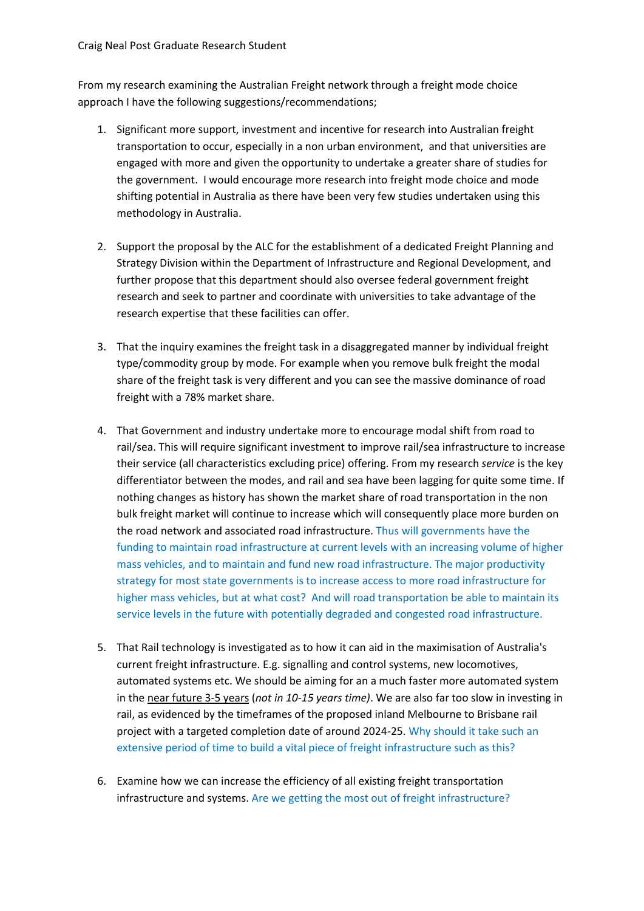Craig Neal Post Graduate Research Student

From my research examining the Australian Freight network through a freight mode choice approach I have the following suggestions/recommendations;

1. Significant more support, investment and incentive for research into Australian freight transportation to occur, especially in a non urban environment, and that universities are engaged with more and given the opportunity to undertake a greater share of studies for the government. I would encourage more research into freight mode choice and mode shifting potential in Australia as there have been very few studies undertaken using this methodology in Australia.

2. Support the proposal by the ALC for the establishment of a dedicated Freight Planning and Strategy Division within the Department of Infrastructure and Regional Development, and further propose that this department should also oversee federal government freight research and seek to partner and coordinate with universities to take advantage of the research expertise that these facilities can offer.

3. That the inquiry examines the freight task in a disaggregated manner by individual freight type/commodity group by mode. For example when you remove bulk freight the modal share of the freight task is very different and you can see the massive dominance of road freight with a 78% market share.

4. That Government and industry undertake more to encourage modal shift from road to rail/sea. This will require significant investment to improve rail/sea infrastructure to increase their service (all characteristics excluding price) offering. From my research *service* is the key differentiator between the modes, and rail and sea have been lagging for quite some time. If nothing changes as history has shown the market share of road transportation in the non bulk freight market will continue to increase which will consequently place more burden on the road network and associated road infrastructure. Thus will governments have the funding to maintain road infrastructure at current levels with an increasing volume of higher mass vehicles, and to maintain and fund new road infrastructure. The major productivity strategy for most state governments is to increase access to more road infrastructure for higher mass vehicles, but at what cost? And will road transportation be able to maintain its service levels in the future with potentially degraded and congested road infrastructure.

5. That Rail technology is investigated as to how it can aid in the maximisation of Australia's current freight infrastructure. E.g. signalling and control systems, new locomotives, automated systems etc. We should be aiming for an a much faster more automated system in the near future 3-5 years (*not in 10-15 years time)*. We are also far too slow in investing in rail, as evidenced by the timeframes of the proposed inland Melbourne to Brisbane rail project with a targeted completion date of around 2024-25. Why should it take such an extensive period of time to build a vital piece of freight infrastructure such as this?

6. Examine how we can increase the efficiency of all existing freight transportation infrastructure and systems. Are we getting the most out of freight infrastructure?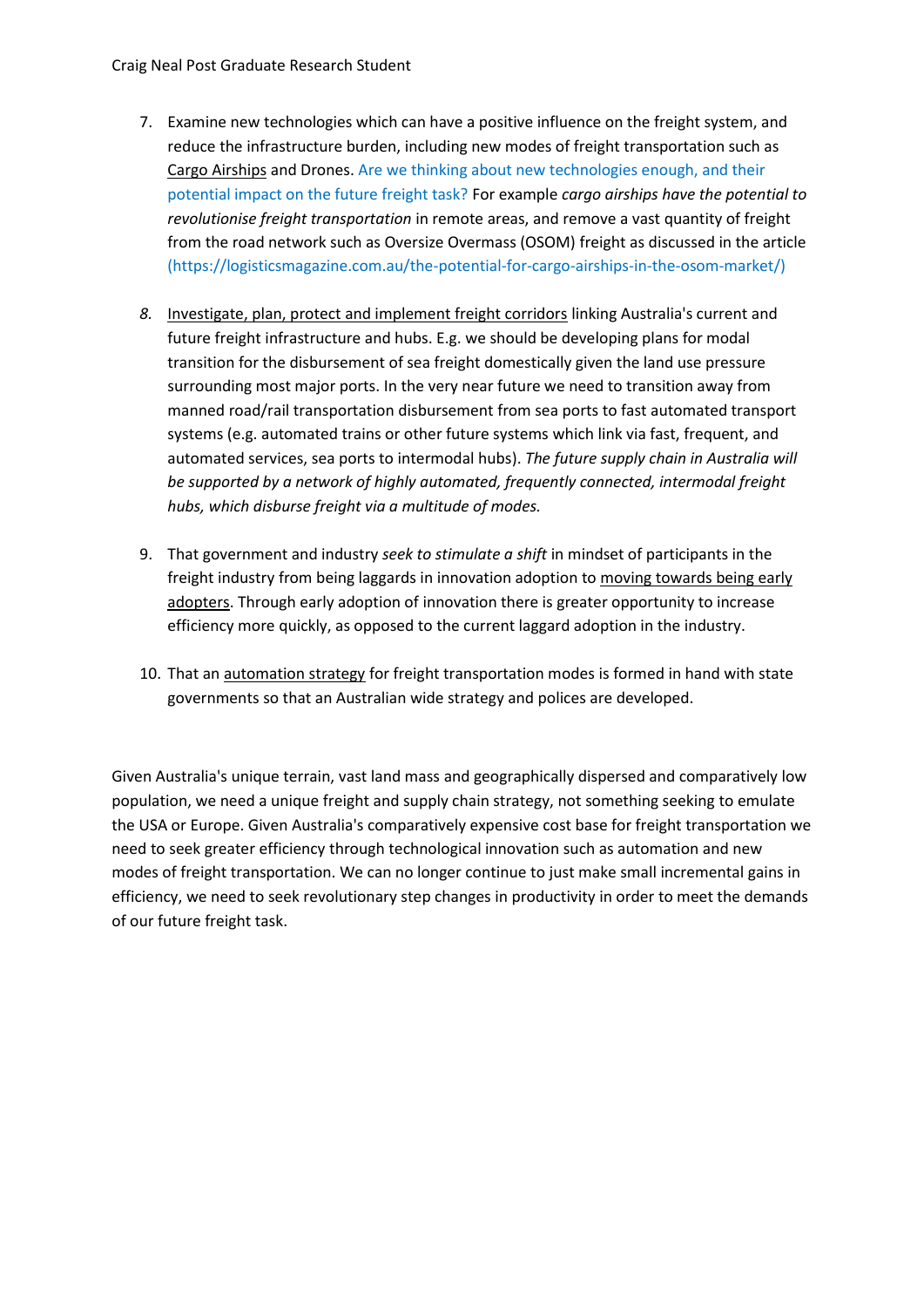7. Examine new technologies which can have a positive influence on the freight system, and reduce the infrastructure burden, including new modes of freight transportation such as <u>Cargo Airships</u> and Drones. Are we thinking about new technologies enough, and their potential impact on the future freight task? For example *cargo airships have the potential to revolutionise freight transportation* in remote areas, and remove a vast quantity of freight from the road network such as Oversize Overmass (OSOM) freight as discussed in the article (https://logisticsmagazine.com.au/the-potential-for-cargo-airships-in-the-osom-market/)

8. <u>Investigate, plan, protect and implement freight corridors</u> linking Australia's current and future freight infrastructure and hubs. E.g. we should be developing plans for modal transition for the disbursement of sea freight domestically given the land use pressure surrounding most major ports. In the very near future we need to transition away from manned road/rail transportation disbursement from sea ports to fast automated transport systems (e.g. automated trains or other future systems which link via fast, frequent, and automated services, sea ports to intermodal hubs). *The future supply chain in Australia will be supported by a network of highly automated, frequently connected, intermodal freight hubs, which disburse freight via a multitude of modes.*

9. That government and industry *seek to stimulate a shift* in mindset of participants in the freight industry from being laggards in innovation adoption to <u>moving towards being early adopters</u>. Through early adoption of innovation there is greater opportunity to increase efficiency more quickly, as opposed to the current laggard adoption in the industry.

10. That an <u>automation strategy</u> for freight transportation modes is formed in hand with state governments so that an Australian wide strategy and polices are developed.

Given Australia's unique terrain, vast land mass and geographically dispersed and comparatively low population, we need a unique freight and supply chain strategy, not something seeking to emulate the USA or Europe. Given Australia's comparatively expensive cost base for freight transportation we need to seek greater efficiency through technological innovation such as automation and new modes of freight transportation. We can no longer continue to just make small incremental gains in efficiency, we need to seek revolutionary step changes in productivity in order to meet the demands of our future freight task.